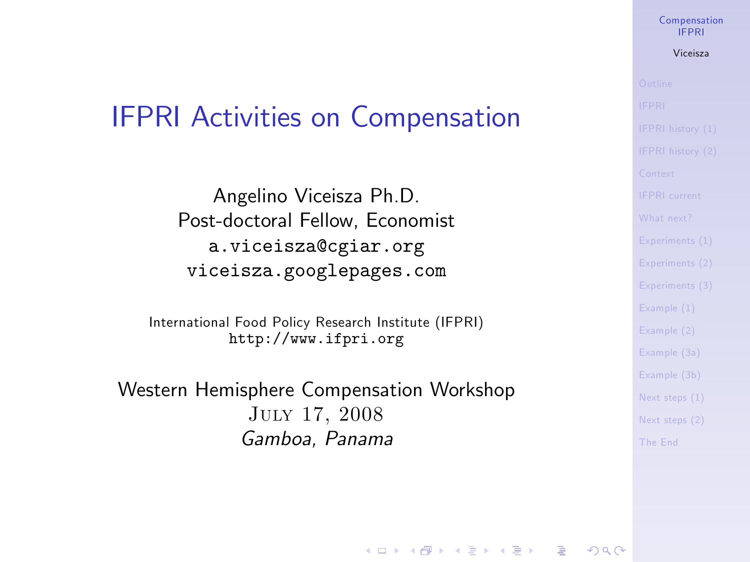# IFPRI Activities on Compensation

Angelino Viceisza Ph.D.
Post-doctoral Fellow, Economist
a.viceisza@cgiar.org
viceisza.googlepages.com

International Food Policy Research Institute (IFPRI)
http://www.ifpri.org

Western Hemisphere Compensation Workshop
July 17, 2008
*Gamboa, Panama*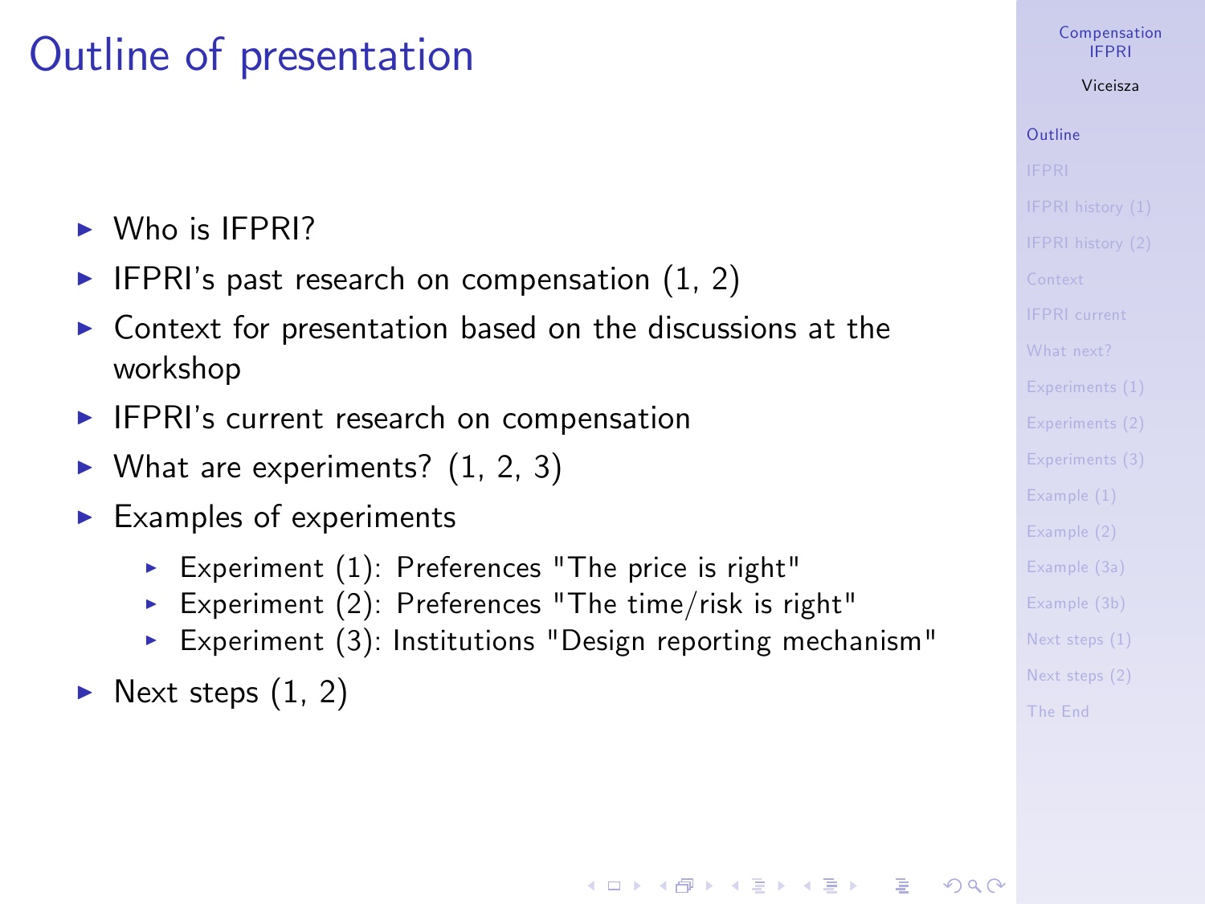# Outline of presentation

- Who is IFPRI?
- IFPRI's past research on compensation (1, 2)
- Context for presentation based on the discussions at the workshop
- IFPRI's current research on compensation
- What are experiments? (1, 2, 3)
- Examples of experiments
  - Experiment (1): Preferences "The price is right"
  - Experiment (2): Preferences "The time/risk is right"
  - Experiment (3): Institutions "Design reporting mechanism"
- Next steps (1, 2)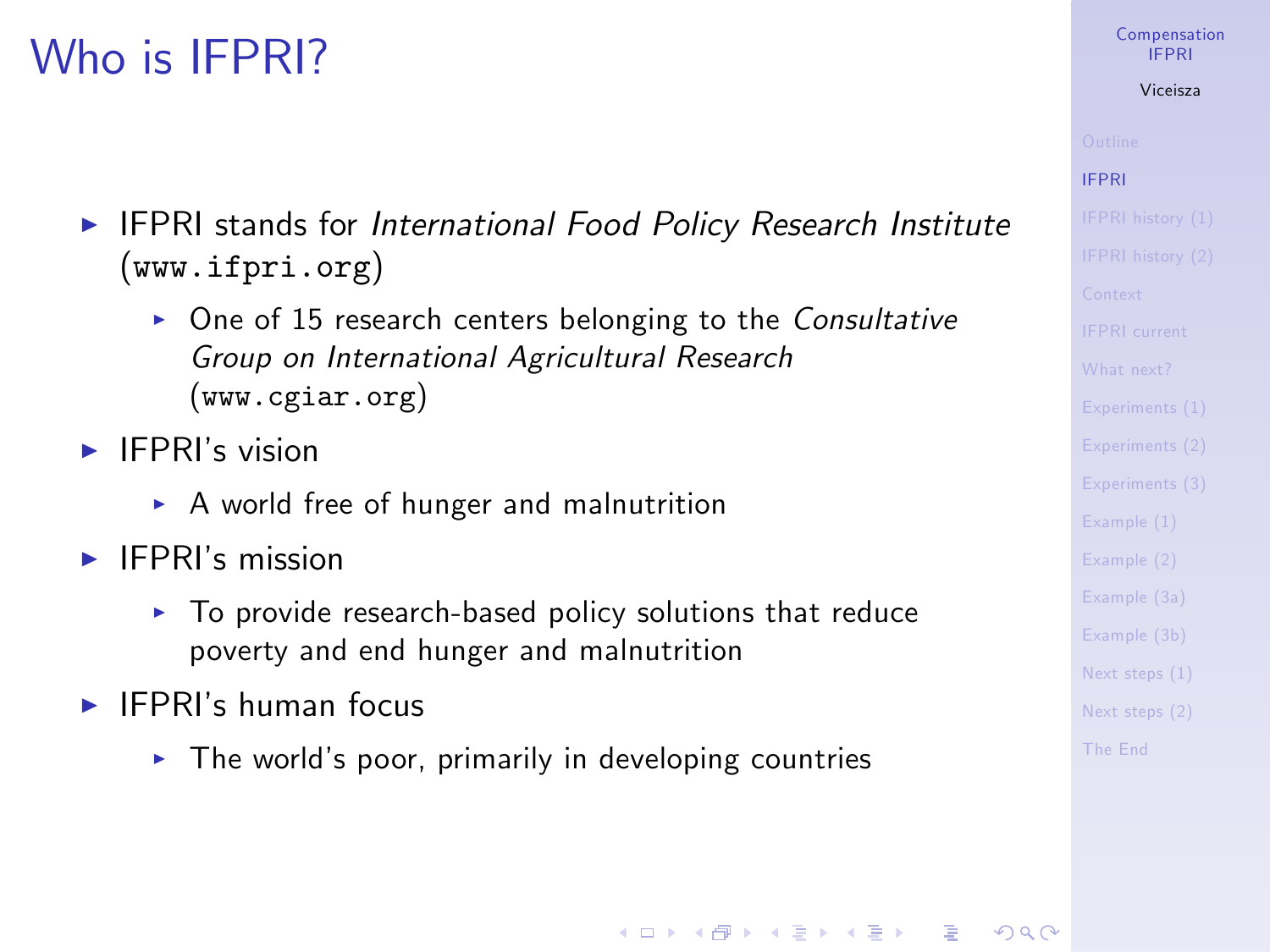# Who is IFPRI?

- IFPRI stands for *International Food Policy Research Institute* (www.ifpri.org)
  - One of 15 research centers belonging to the *Consultative Group on International Agricultural Research* (www.cgiar.org)
- IFPRI's vision
  - A world free of hunger and malnutrition
- IFPRI's mission
  - To provide research-based policy solutions that reduce poverty and end hunger and malnutrition
- IFPRI's human focus
  - The world's poor, primarily in developing countries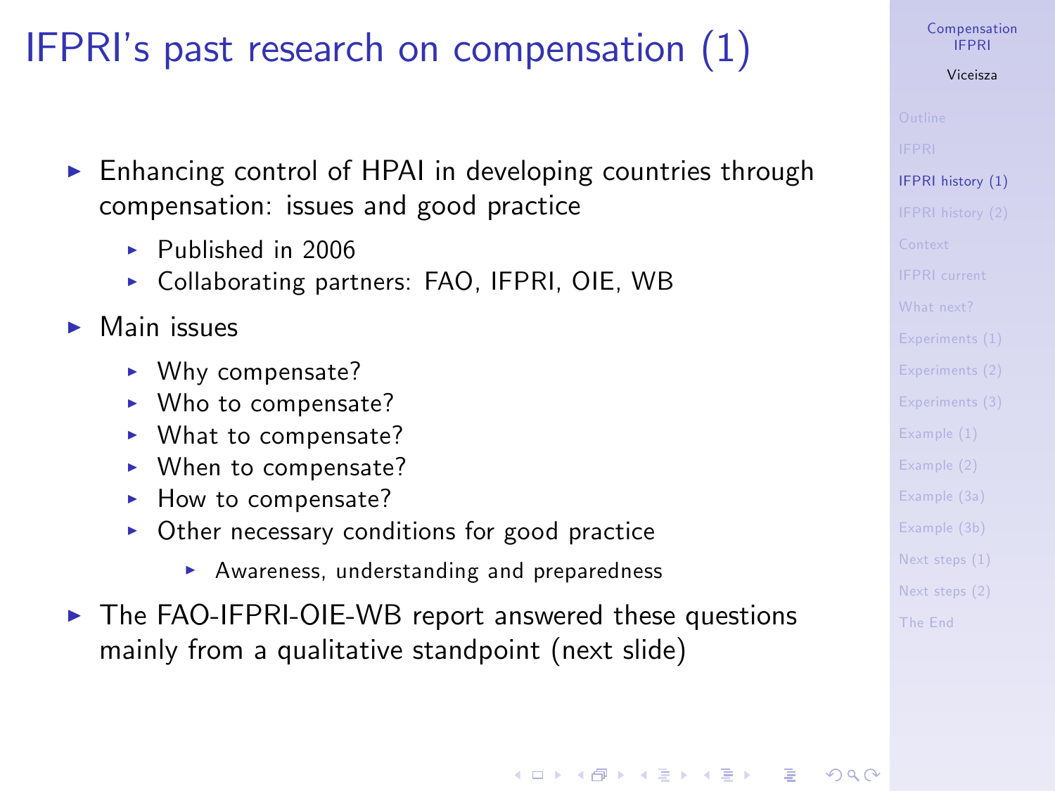# IFPRI's past research on compensation (1)

- Enhancing control of HPAI in developing countries through compensation: issues and good practice
  - Published in 2006
  - Collaborating partners: FAO, IFPRI, OIE, WB
- Main issues
  - Why compensate?
  - Who to compensate?
  - What to compensate?
  - When to compensate?
  - How to compensate?
  - Other necessary conditions for good practice
    - Awareness, understanding and preparedness
- The FAO-IFPRI-OIE-WB report answered these questions mainly from a qualitative standpoint (next slide)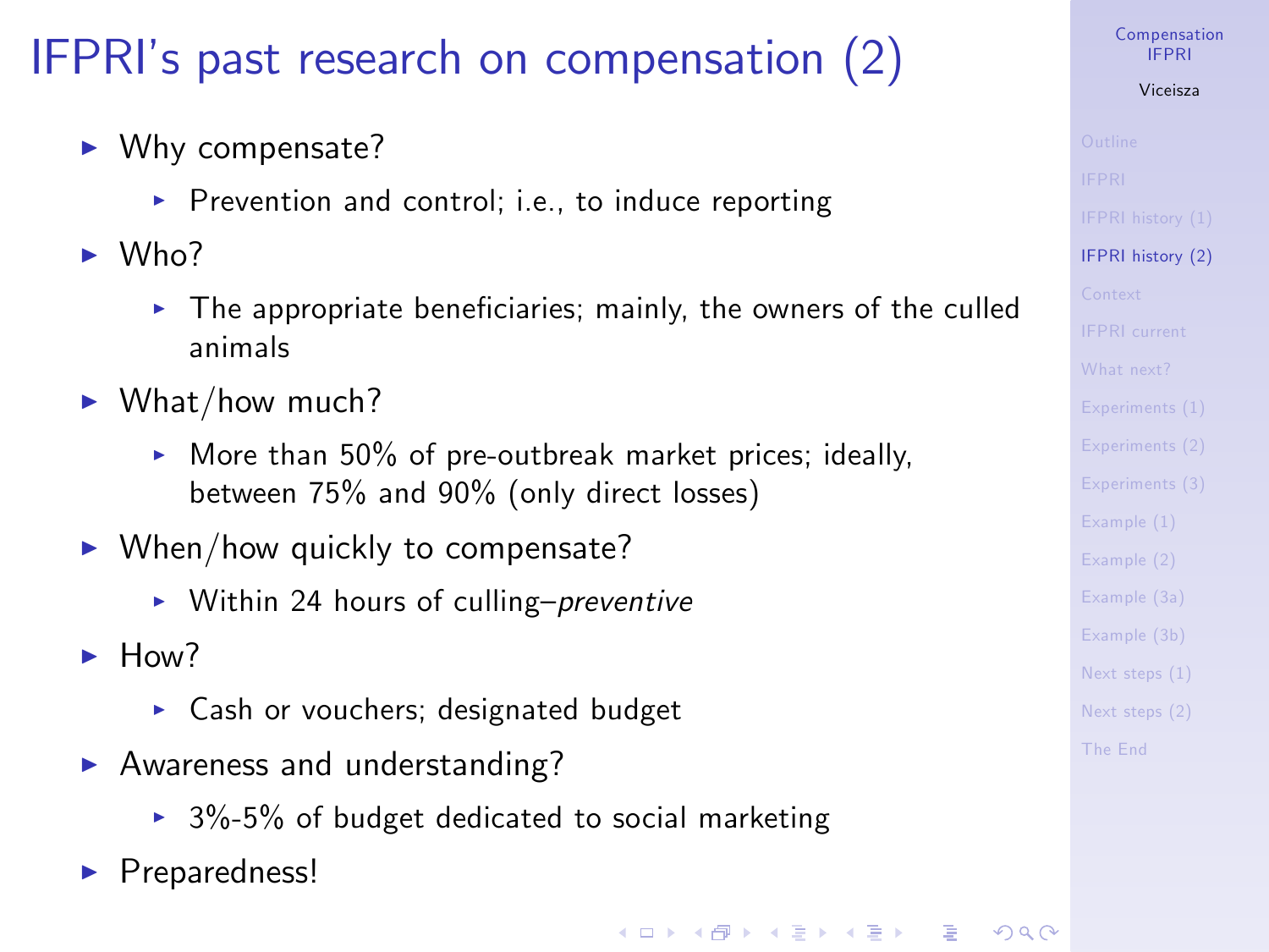# IFPRI's past research on compensation (2)

- Why compensate?
  - Prevention and control; i.e., to induce reporting
- Who?
  - The appropriate beneficiaries; mainly, the owners of the culled animals
- What/how much?
  - More than 50% of pre-outbreak market prices; ideally, between 75% and 90% (only direct losses)
- When/how quickly to compensate?
  - Within 24 hours of culling–*preventive*
- How?
  - Cash or vouchers; designated budget
- Awareness and understanding?
  - 3%-5% of budget dedicated to social marketing
- Preparedness!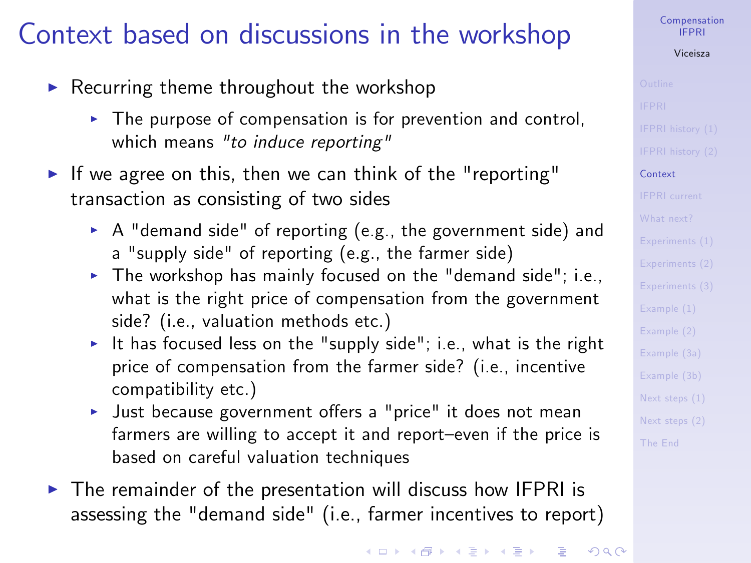# Context based on discussions in the workshop

- Recurring theme throughout the workshop
  - The purpose of compensation is for prevention and control, which means *"to induce reporting"*
- If we agree on this, then we can think of the "reporting" transaction as consisting of two sides
  - A "demand side" of reporting (e.g., the government side) and a "supply side" of reporting (e.g., the farmer side)
  - The workshop has mainly focused on the "demand side"; i.e., what is the right price of compensation from the government side? (i.e., valuation methods etc.)
  - It has focused less on the "supply side"; i.e., what is the right price of compensation from the farmer side? (i.e., incentive compatibility etc.)
  - Just because government offers a "price" it does not mean farmers are willing to accept it and report–even if the price is based on careful valuation techniques
- The remainder of the presentation will discuss how IFPRI is assessing the "demand side" (i.e., farmer incentives to report)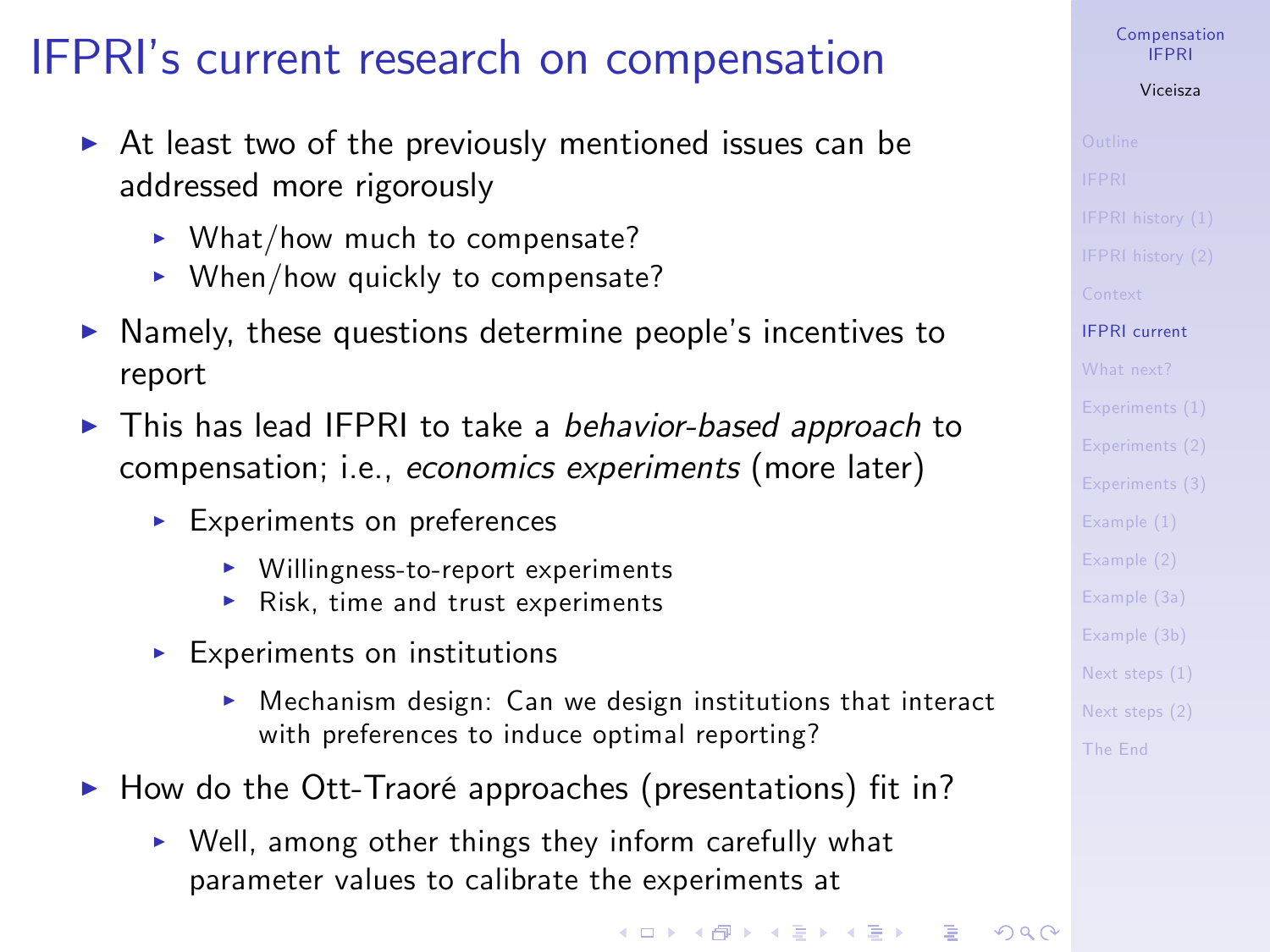# IFPRI's current research on compensation

- At least two of the previously mentioned issues can be addressed more rigorously
  - What/how much to compensate?
  - When/how quickly to compensate?
- Namely, these questions determine people's incentives to report
- This has lead IFPRI to take a *behavior-based approach* to compensation; i.e., *economics experiments* (more later)
  - Experiments on preferences
    - Willingness-to-report experiments
    - Risk, time and trust experiments
  - Experiments on institutions
    - Mechanism design: Can we design institutions that interact with preferences to induce optimal reporting?
- How do the Ott-Traoré approaches (presentations) fit in?
  - Well, among other things they inform carefully what parameter values to calibrate the experiments at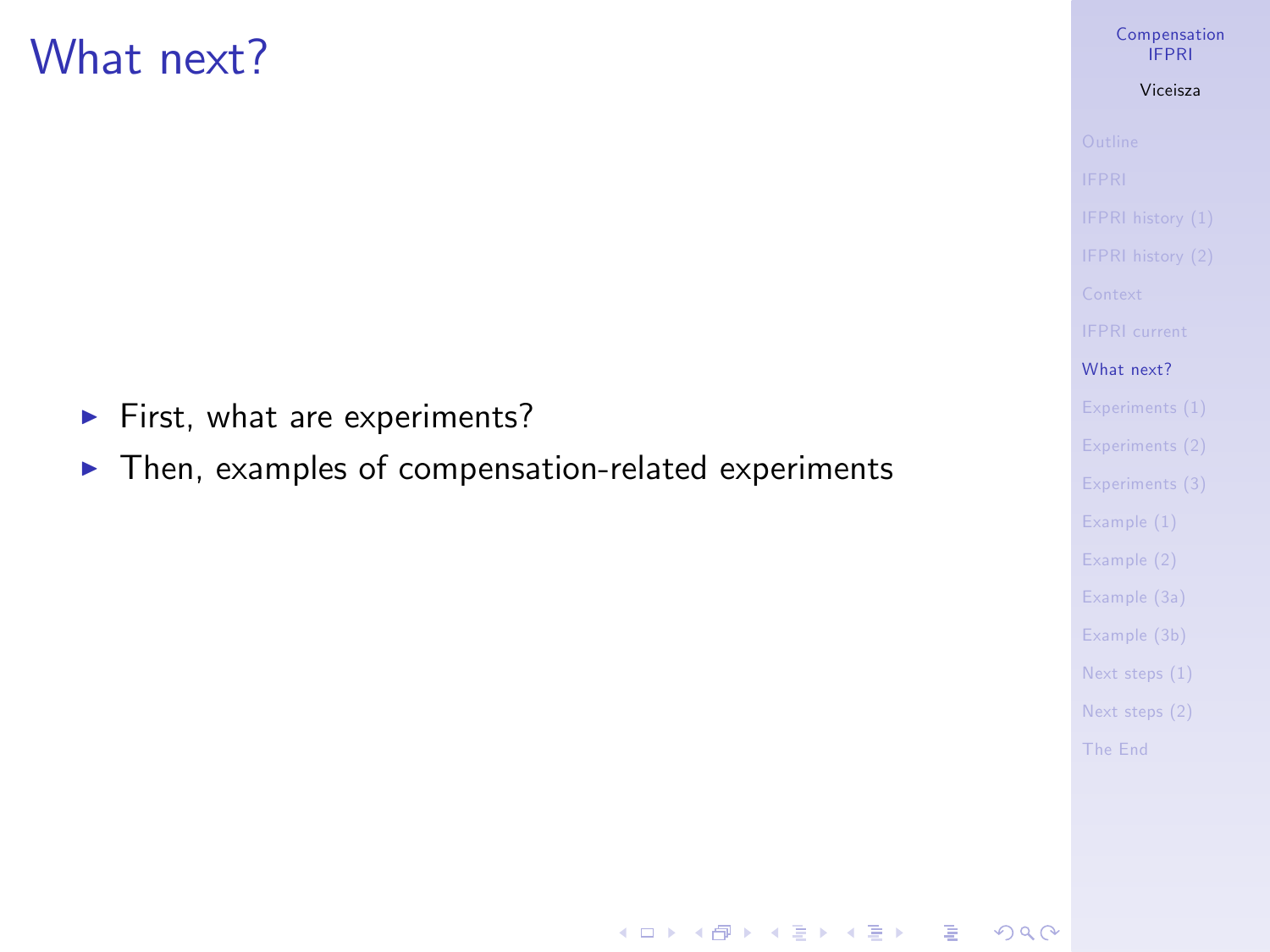# What next?

- First, what are experiments?
- Then, examples of compensation-related experiments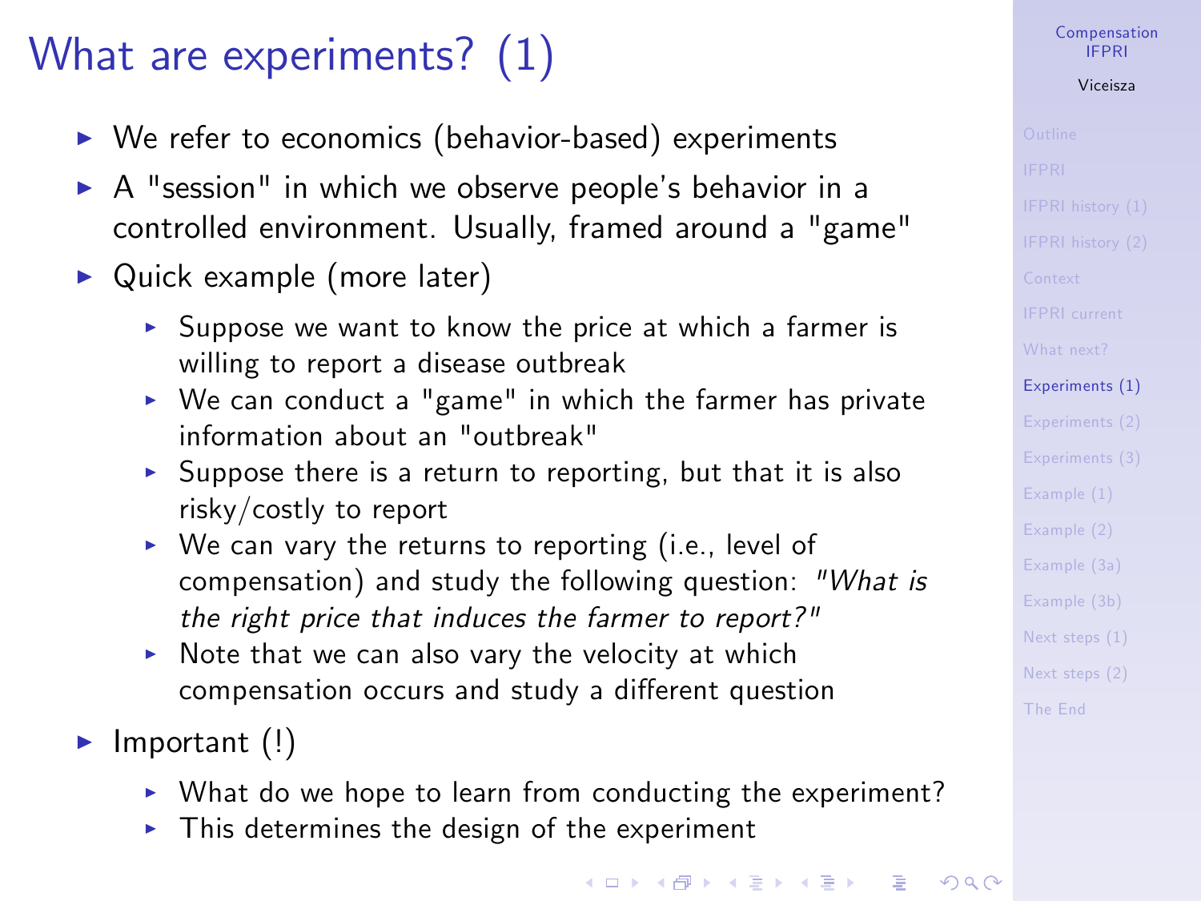# What are experiments? (1)

- We refer to economics (behavior-based) experiments
- A "session" in which we observe people's behavior in a controlled environment. Usually, framed around a "game"
- Quick example (more later)
  - Suppose we want to know the price at which a farmer is willing to report a disease outbreak
  - We can conduct a "game" in which the farmer has private information about an "outbreak"
  - Suppose there is a return to reporting, but that it is also risky/costly to report
  - We can vary the returns to reporting (i.e., level of compensation) and study the following question: *"What is the right price that induces the farmer to report?"*
  - Note that we can also vary the velocity at which compensation occurs and study a different question
- Important (!)
  - What do we hope to learn from conducting the experiment?
  - This determines the design of the experiment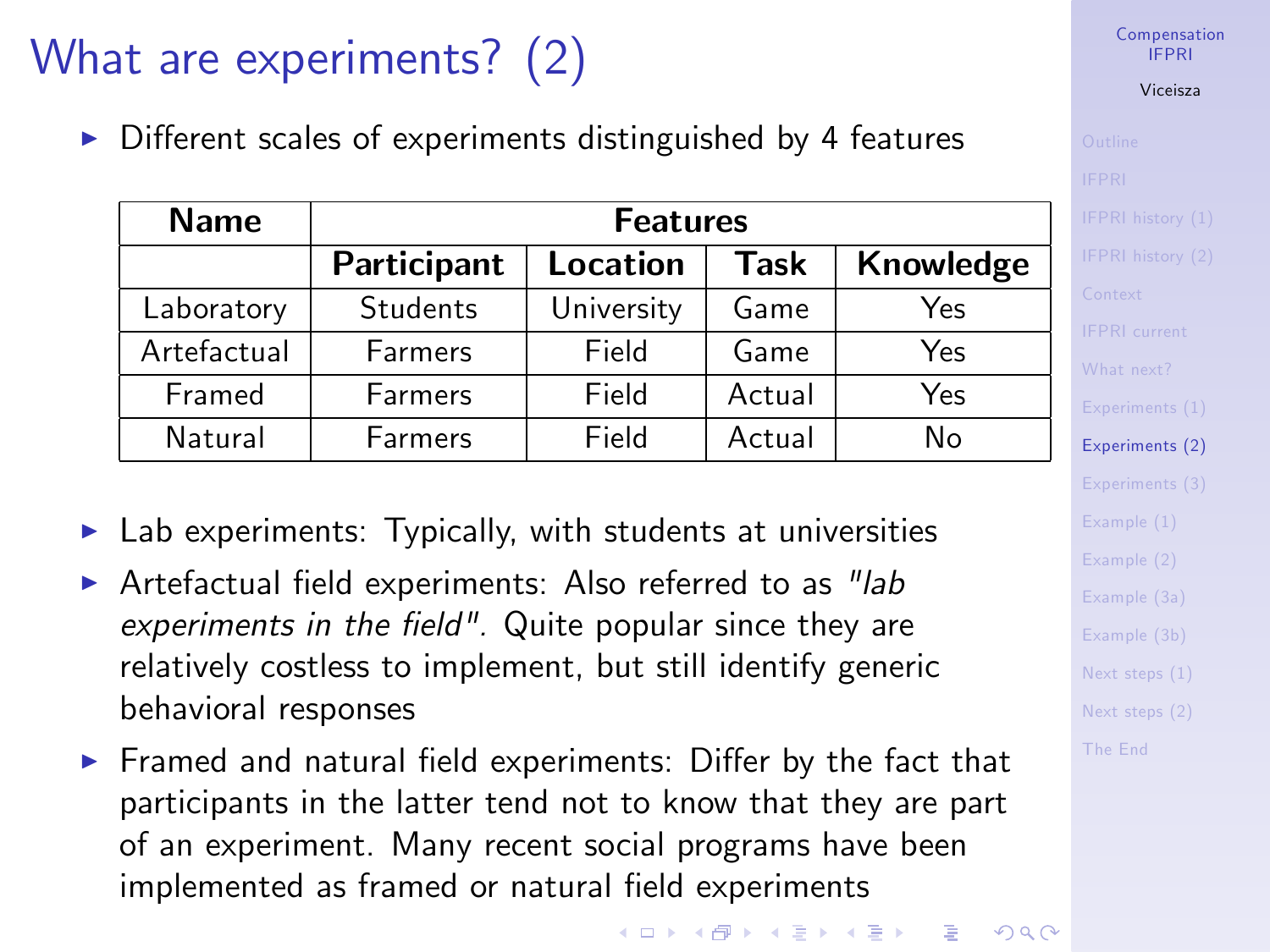# What are experiments? (2)

- Different scales of experiments distinguished by 4 features

| Name | Features | | | |
|---|---|---|---|---|
| | **Participant** | **Location** | **Task** | **Knowledge** |
| Laboratory | Students | University | Game | Yes |
| Artefactual | Farmers | Field | Game | Yes |
| Framed | Farmers | Field | Actual | Yes |
| Natural | Farmers | Field | Actual | No |

- Lab experiments: Typically, with students at universities
- Artefactual field experiments: Also referred to as *"lab experiments in the field"*. Quite popular since they are relatively costless to implement, but still identify generic behavioral responses
- Framed and natural field experiments: Differ by the fact that participants in the latter tend not to know that they are part of an experiment. Many recent social programs have been implemented as framed or natural field experiments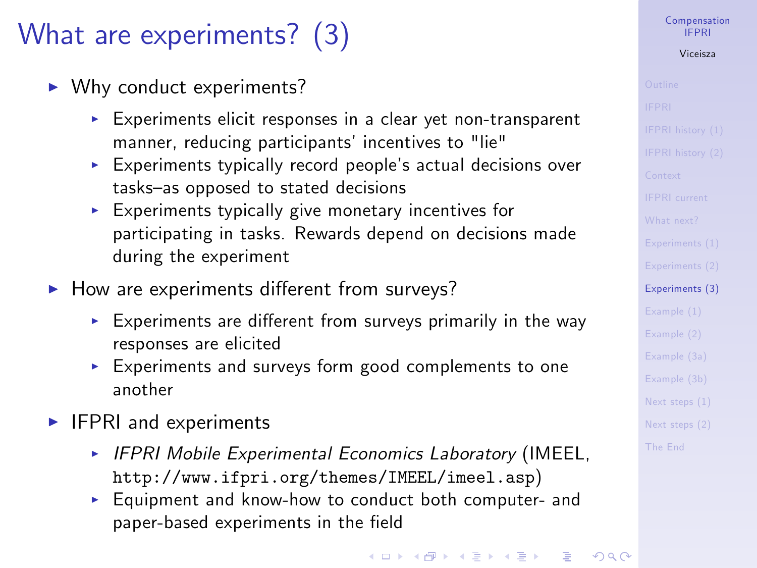# What are experiments? (3)

- Why conduct experiments?
  - Experiments elicit responses in a clear yet non-transparent manner, reducing participants' incentives to "lie"
  - Experiments typically record people's actual decisions over tasks–as opposed to stated decisions
  - Experiments typically give monetary incentives for participating in tasks. Rewards depend on decisions made during the experiment
- How are experiments different from surveys?
  - Experiments are different from surveys primarily in the way responses are elicited
  - Experiments and surveys form good complements to one another
- IFPRI and experiments
  - *IFPRI Mobile Experimental Economics Laboratory* (IMEEL, `http://www.ifpri.org/themes/IMEEL/imeel.asp`)
  - Equipment and know-how to conduct both computer- and paper-based experiments in the field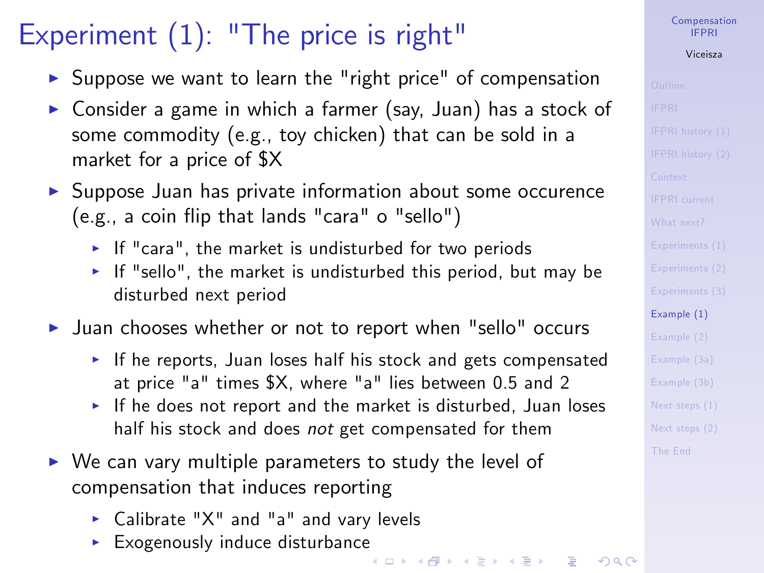# Experiment (1): "The price is right"

- Suppose we want to learn the "right price" of compensation
- Consider a game in which a farmer (say, Juan) has a stock of some commodity (e.g., toy chicken) that can be sold in a market for a price of $X
- Suppose Juan has private information about some occurence (e.g., a coin flip that lands "cara" o "sello")
  - If "cara", the market is undisturbed for two periods
  - If "sello", the market is undisturbed this period, but may be disturbed next period
- Juan chooses whether or not to report when "sello" occurs
  - If he reports, Juan loses half his stock and gets compensated at price "a" times $X, where "a" lies between 0.5 and 2
  - If he does not report and the market is disturbed, Juan loses half his stock and does *not* get compensated for them
- We can vary multiple parameters to study the level of compensation that induces reporting
  - Calibrate "X" and "a" and vary levels
  - Exogenously induce disturbance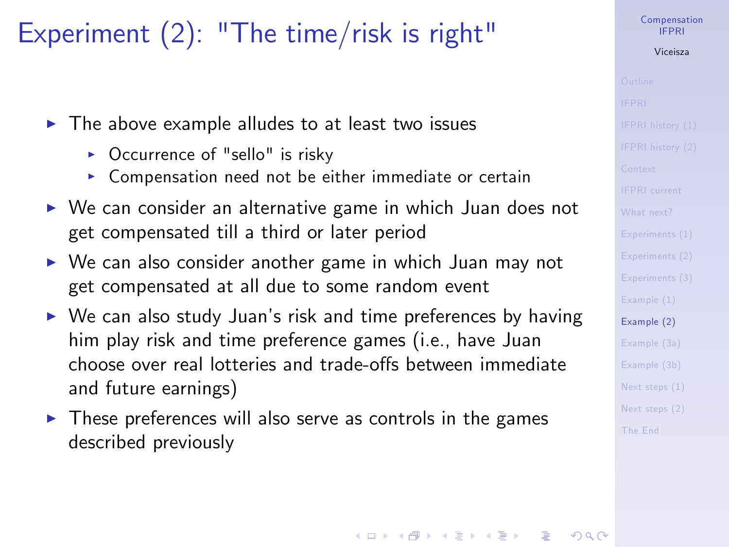# Experiment (2): "The time/risk is right"

- The above example alludes to at least two issues
  - Occurrence of "sello" is risky
  - Compensation need not be either immediate or certain
- We can consider an alternative game in which Juan does not get compensated till a third or later period
- We can also consider another game in which Juan may not get compensated at all due to some random event
- We can also study Juan's risk and time preferences by having him play risk and time preference games (i.e., have Juan choose over real lotteries and trade-offs between immediate and future earnings)
- These preferences will also serve as controls in the games described previously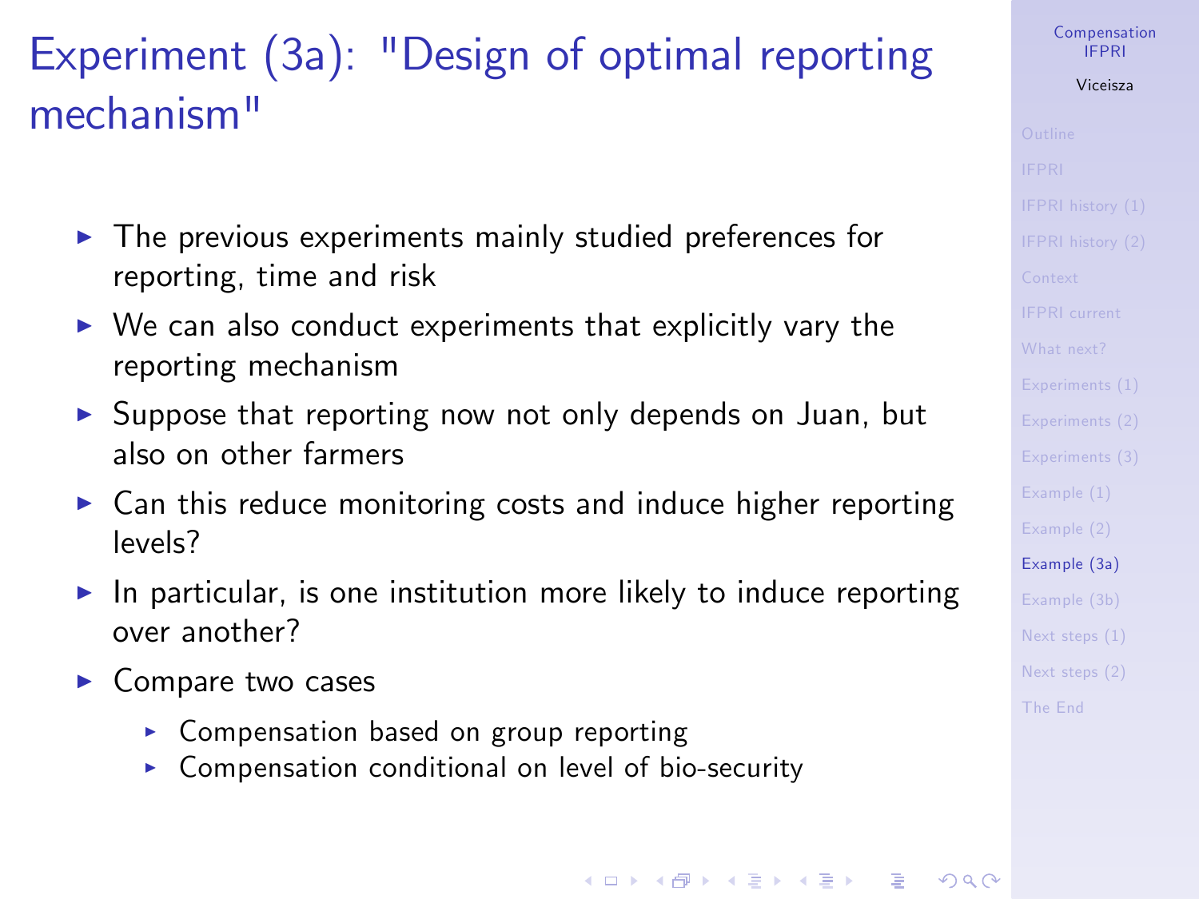# Experiment (3a): "Design of optimal reporting mechanism"

- The previous experiments mainly studied preferences for reporting, time and risk
- We can also conduct experiments that explicitly vary the reporting mechanism
- Suppose that reporting now not only depends on Juan, but also on other farmers
- Can this reduce monitoring costs and induce higher reporting levels?
- In particular, is one institution more likely to induce reporting over another?
- Compare two cases
  - Compensation based on group reporting
  - Compensation conditional on level of bio-security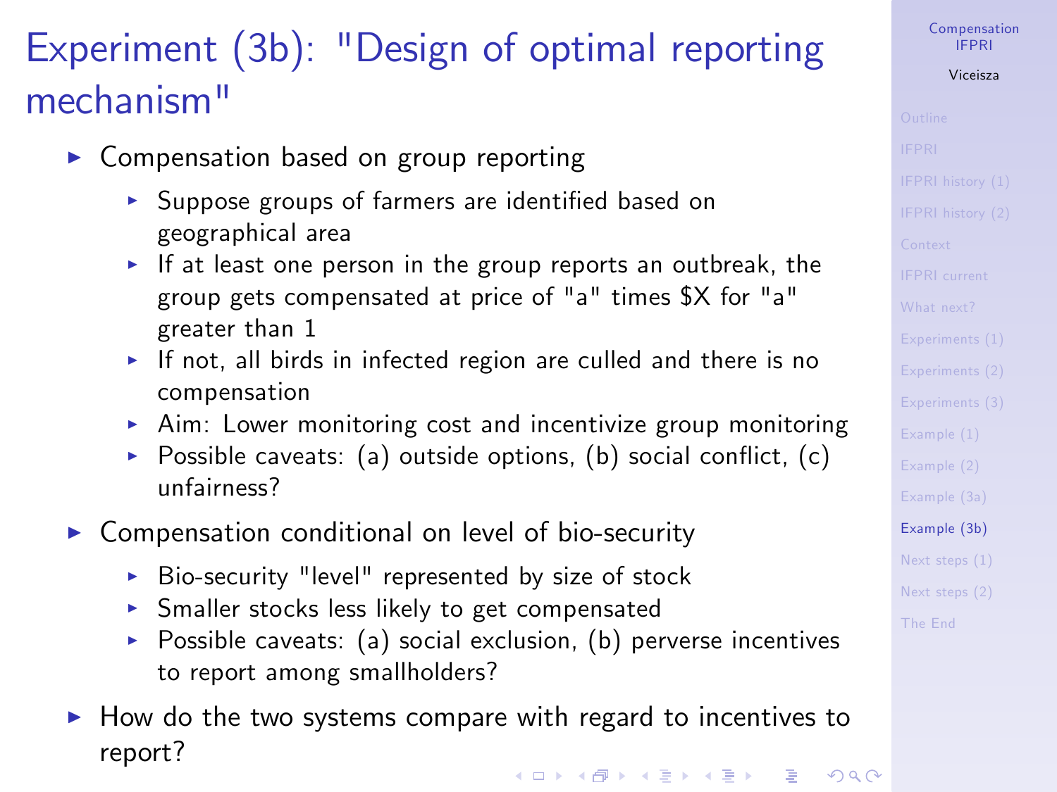# Experiment (3b): "Design of optimal reporting mechanism"

- Compensation based on group reporting
  - Suppose groups of farmers are identified based on geographical area
  - If at least one person in the group reports an outbreak, the group gets compensated at price of "a" times $X for "a" greater than 1
  - If not, all birds in infected region are culled and there is no compensation
  - Aim: Lower monitoring cost and incentivize group monitoring
  - Possible caveats: (a) outside options, (b) social conflict, (c) unfairness?
- Compensation conditional on level of bio-security
  - Bio-security "level" represented by size of stock
  - Smaller stocks less likely to get compensated
  - Possible caveats: (a) social exclusion, (b) perverse incentives to report among smallholders?
- How do the two systems compare with regard to incentives to report?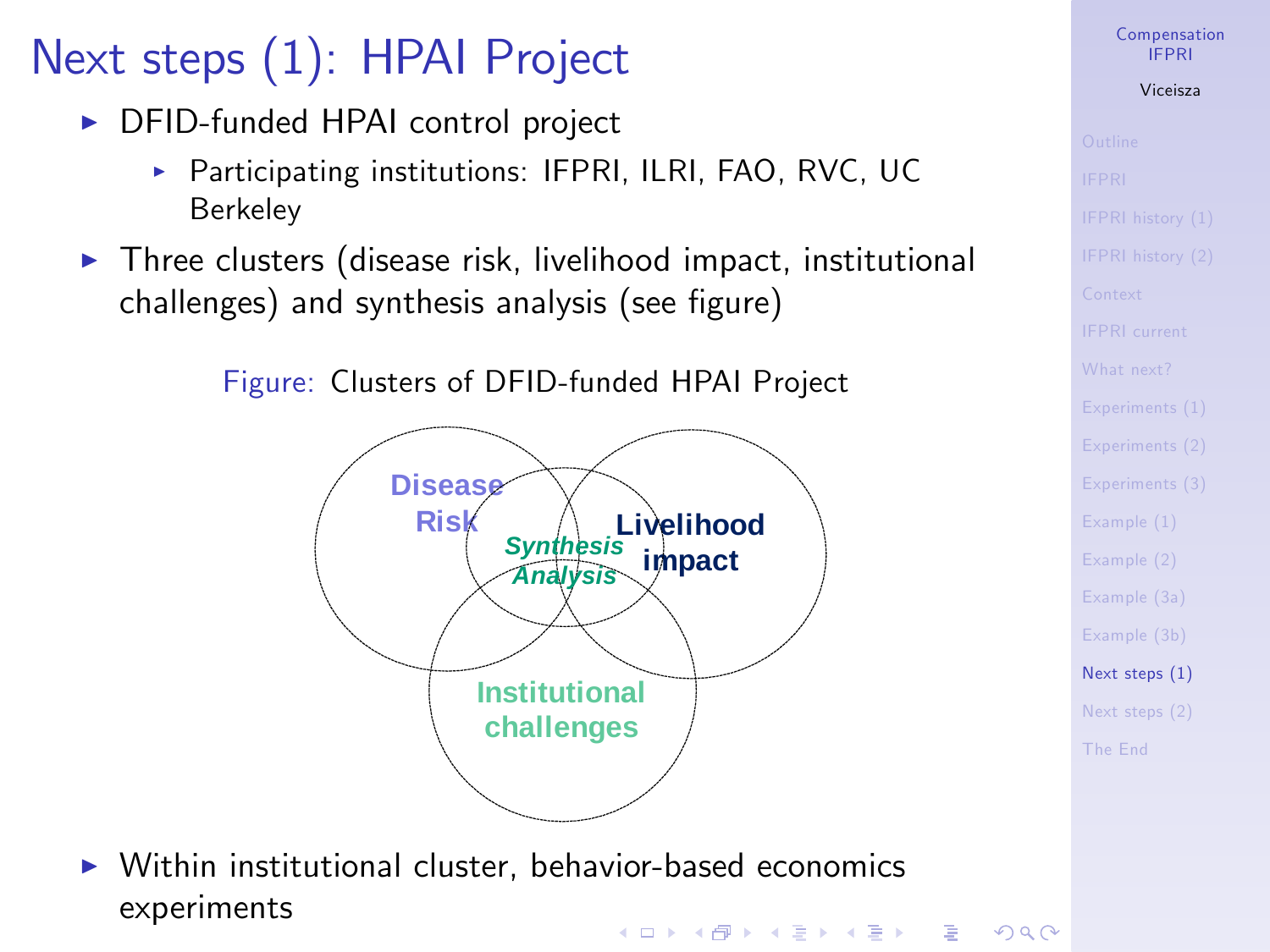# Next steps (1): HPAI Project

- DFID-funded HPAI control project
  - Participating institutions: IFPRI, ILRI, FAO, RVC, UC Berkeley
- Three clusters (disease risk, livelihood impact, institutional challenges) and synthesis analysis (see figure)

Figure: Clusters of DFID-funded HPAI Project

Disease Risk

Livelihood impact

Synthesis Analysis

Institutional challenges

- Within institutional cluster, behavior-based economics experiments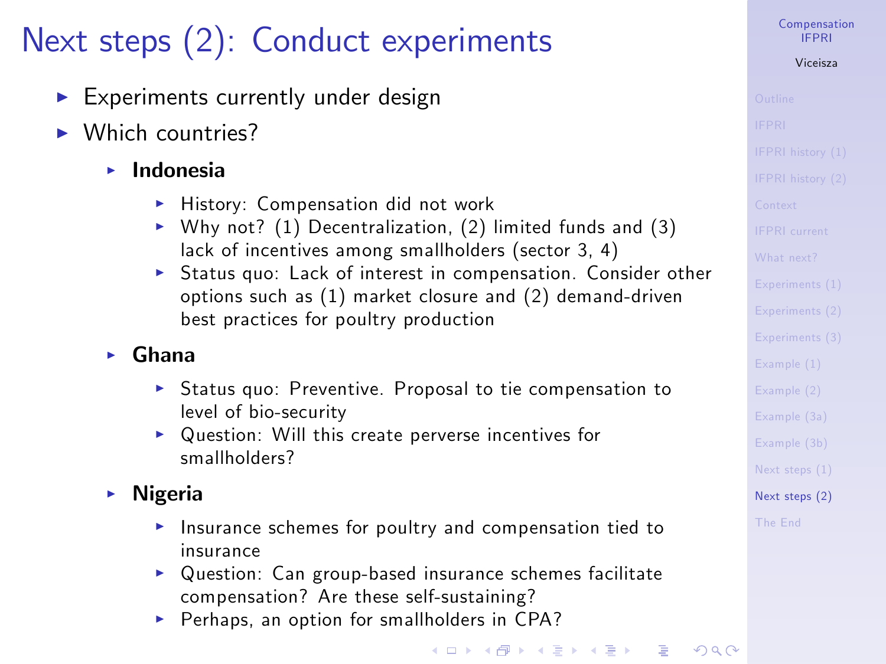# Next steps (2): Conduct experiments

- Experiments currently under design
- Which countries?
  - **Indonesia**
    - History: Compensation did not work
    - Why not? (1) Decentralization, (2) limited funds and (3) lack of incentives among smallholders (sector 3, 4)
    - Status quo: Lack of interest in compensation. Consider other options such as (1) market closure and (2) demand-driven best practices for poultry production
  - **Ghana**
    - Status quo: Preventive. Proposal to tie compensation to level of bio-security
    - Question: Will this create perverse incentives for smallholders?
  - **Nigeria**
    - Insurance schemes for poultry and compensation tied to insurance
    - Question: Can group-based insurance schemes facilitate compensation? Are these self-sustaining?
    - Perhaps, an option for smallholders in CPA?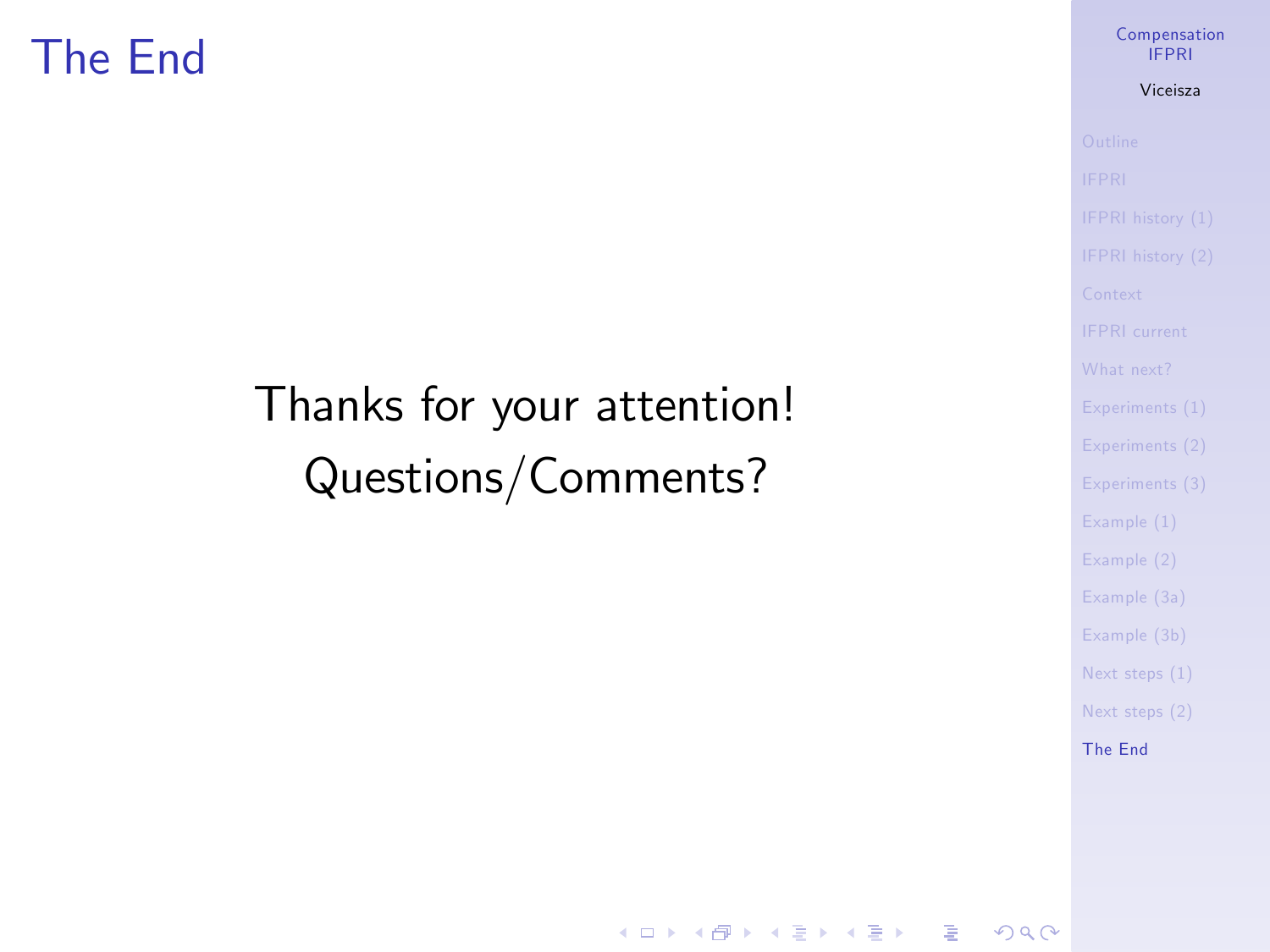# The End

Thanks for your attention!

Questions/Comments?